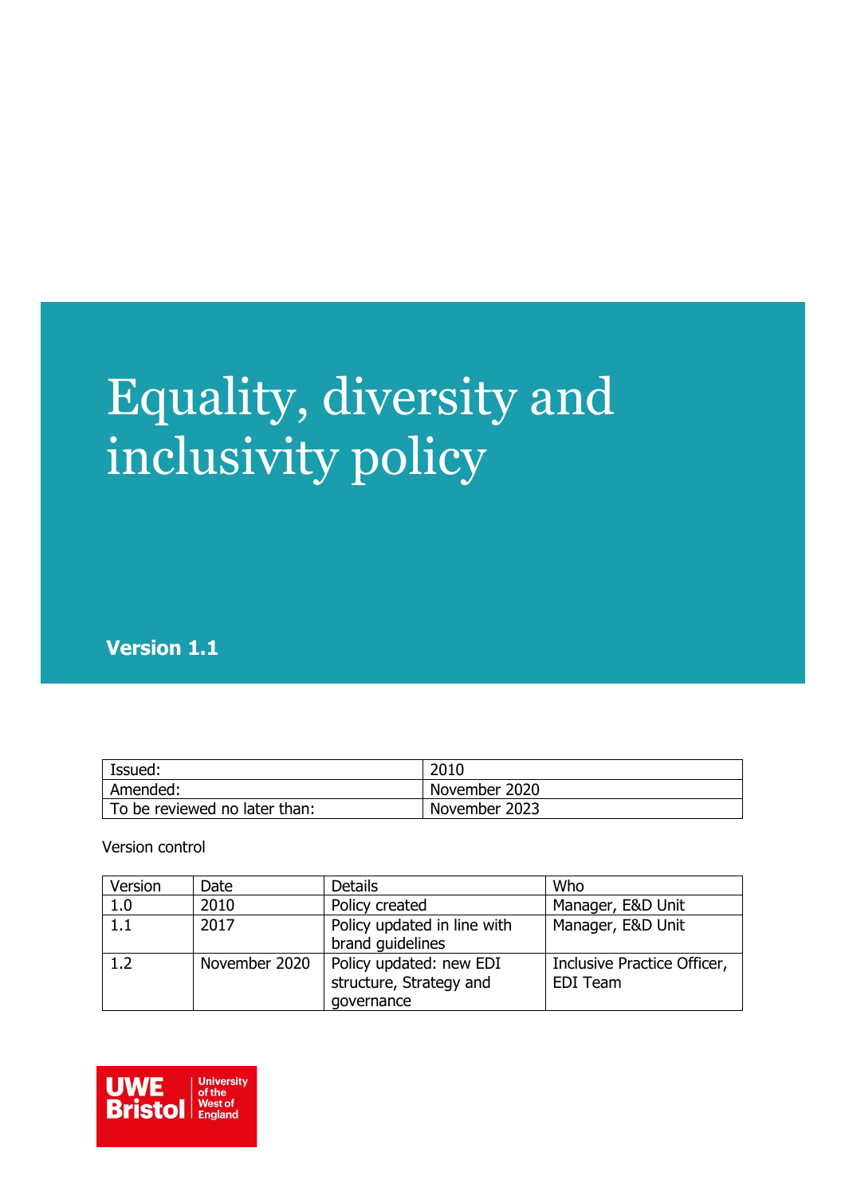# Equality, diversity and inclusivity policy

**Version 1.1**

| | |
|---|---|
| Issued: | 2010 |
| Amended: | November 2020 |
| To be reviewed no later than: | November 2023 |

Version control

| Version | Date | Details | Who |
|---|---|---|---|
| 1.0 | 2010 | Policy created | Manager, E&D Unit |
| 1.1 | 2017 | Policy updated in line with brand guidelines | Manager, E&D Unit |
| 1.2 | November 2020 | Policy updated: new EDI structure, Strategy and governance | Inclusive Practice Officer, EDI Team |

UWE Bristol University of the West of England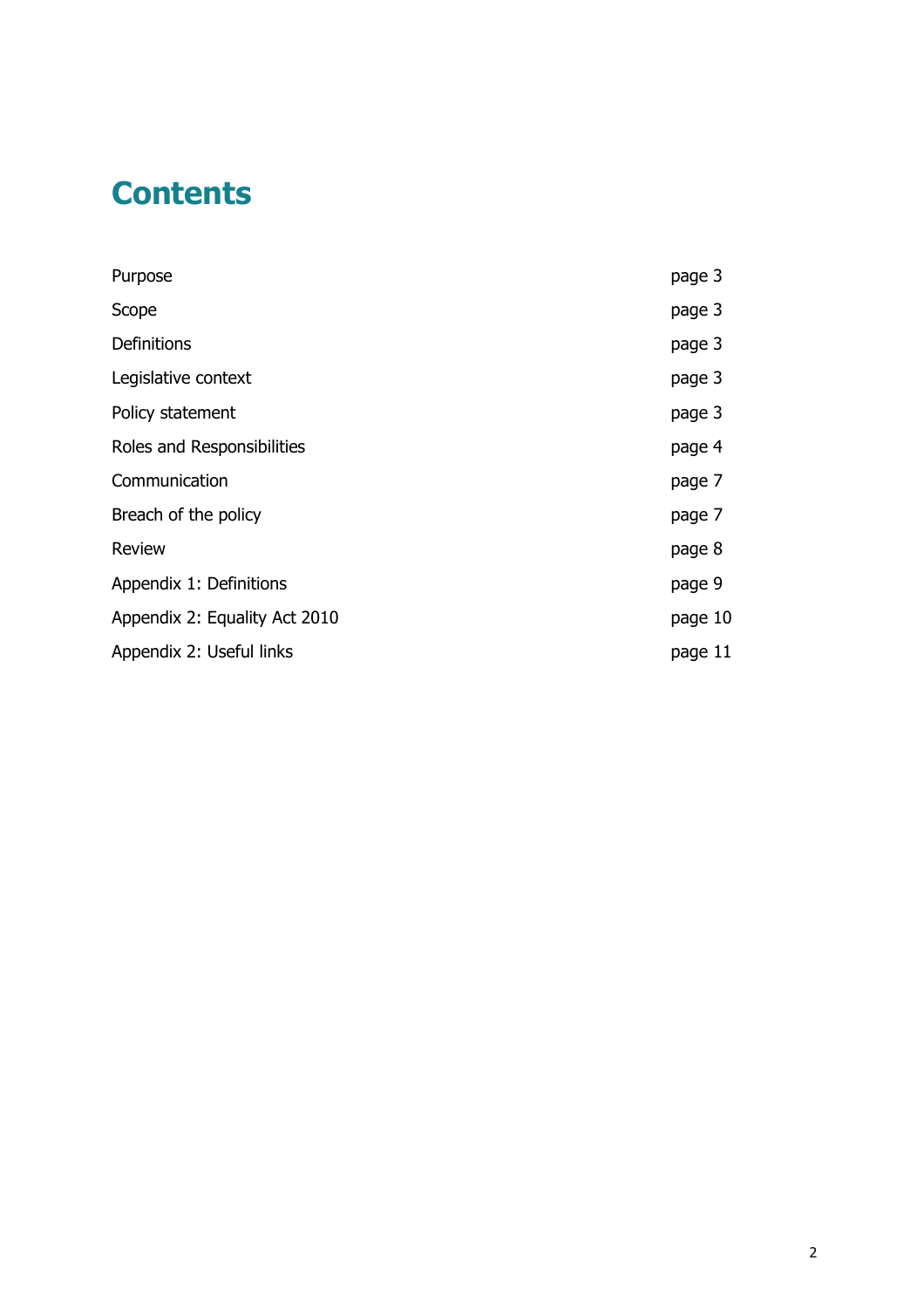# Contents

| | |
|---|---|
| Purpose | page 3 |
| Scope | page 3 |
| Definitions | page 3 |
| Legislative context | page 3 |
| Policy statement | page 3 |
| Roles and Responsibilities | page 4 |
| Communication | page 7 |
| Breach of the policy | page 7 |
| Review | page 8 |
| Appendix 1: Definitions | page 9 |
| Appendix 2: Equality Act 2010 | page 10 |
| Appendix 2: Useful links | page 11 |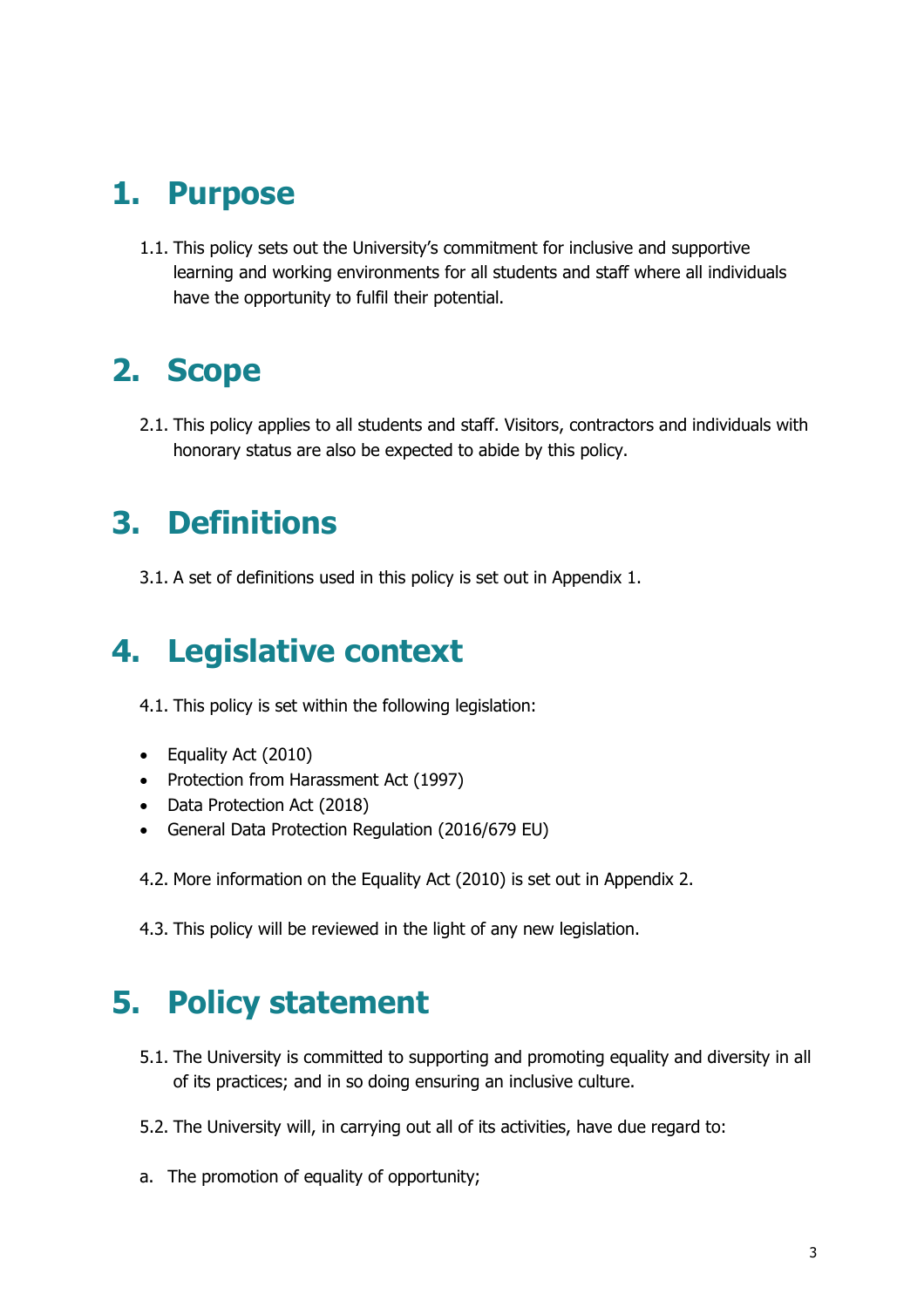# 1. Purpose

1.1. This policy sets out the University's commitment for inclusive and supportive learning and working environments for all students and staff where all individuals have the opportunity to fulfil their potential.

# 2. Scope

2.1. This policy applies to all students and staff. Visitors, contractors and individuals with honorary status are also be expected to abide by this policy.

# 3. Definitions

3.1. A set of definitions used in this policy is set out in Appendix 1.

# 4. Legislative context

4.1. This policy is set within the following legislation:

- Equality Act (2010)
- Protection from Harassment Act (1997)
- Data Protection Act (2018)
- General Data Protection Regulation (2016/679 EU)

4.2. More information on the Equality Act (2010) is set out in Appendix 2.

4.3. This policy will be reviewed in the light of any new legislation.

# 5. Policy statement

5.1. The University is committed to supporting and promoting equality and diversity in all of its practices; and in so doing ensuring an inclusive culture.

5.2. The University will, in carrying out all of its activities, have due regard to:

a. The promotion of equality of opportunity;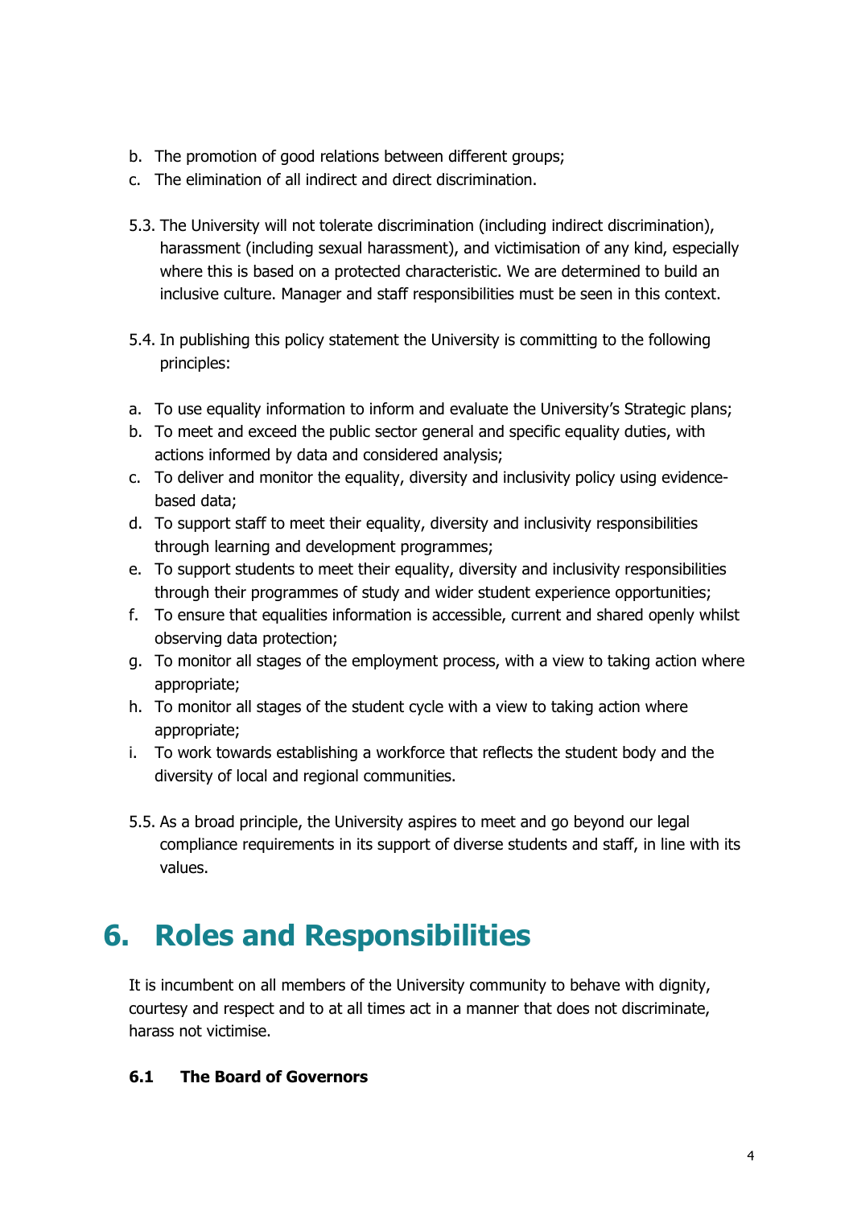b. The promotion of good relations between different groups;
c. The elimination of all indirect and direct discrimination.

5.3. The University will not tolerate discrimination (including indirect discrimination), harassment (including sexual harassment), and victimisation of any kind, especially where this is based on a protected characteristic. We are determined to build an inclusive culture. Manager and staff responsibilities must be seen in this context.

5.4. In publishing this policy statement the University is committing to the following principles:

a. To use equality information to inform and evaluate the University's Strategic plans;
b. To meet and exceed the public sector general and specific equality duties, with actions informed by data and considered analysis;
c. To deliver and monitor the equality, diversity and inclusivity policy using evidence-based data;
d. To support staff to meet their equality, diversity and inclusivity responsibilities through learning and development programmes;
e. To support students to meet their equality, diversity and inclusivity responsibilities through their programmes of study and wider student experience opportunities;
f. To ensure that equalities information is accessible, current and shared openly whilst observing data protection;
g. To monitor all stages of the employment process, with a view to taking action where appropriate;
h. To monitor all stages of the student cycle with a view to taking action where appropriate;
i. To work towards establishing a workforce that reflects the student body and the diversity of local and regional communities.

5.5. As a broad principle, the University aspires to meet and go beyond our legal compliance requirements in its support of diverse students and staff, in line with its values.

# 6. Roles and Responsibilities

It is incumbent on all members of the University community to behave with dignity, courtesy and respect and to at all times act in a manner that does not discriminate, harass not victimise.

### 6.1 The Board of Governors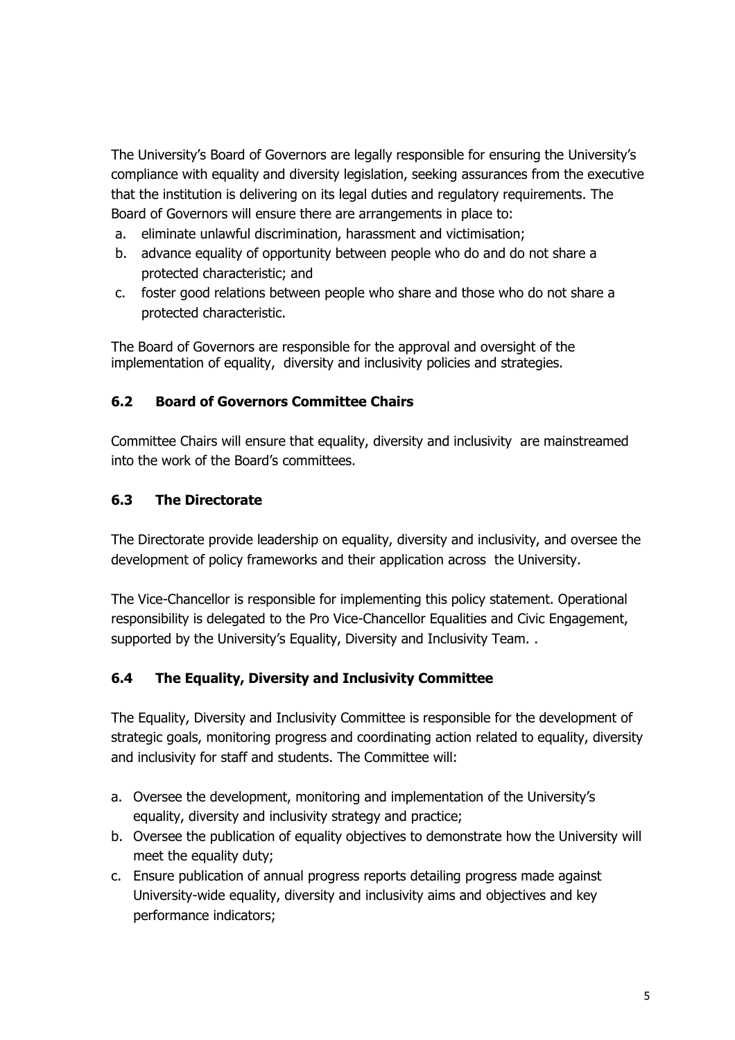The University's Board of Governors are legally responsible for ensuring the University's compliance with equality and diversity legislation, seeking assurances from the executive that the institution is delivering on its legal duties and regulatory requirements. The Board of Governors will ensure there are arrangements in place to:

a. eliminate unlawful discrimination, harassment and victimisation;
b. advance equality of opportunity between people who do and do not share a protected characteristic; and
c. foster good relations between people who share and those who do not share a protected characteristic.

The Board of Governors are responsible for the approval and oversight of the implementation of equality, diversity and inclusivity policies and strategies.

### 6.2 Board of Governors Committee Chairs

Committee Chairs will ensure that equality, diversity and inclusivity are mainstreamed into the work of the Board's committees.

### 6.3 The Directorate

The Directorate provide leadership on equality, diversity and inclusivity, and oversee the development of policy frameworks and their application across the University.

The Vice-Chancellor is responsible for implementing this policy statement. Operational responsibility is delegated to the Pro Vice-Chancellor Equalities and Civic Engagement, supported by the University's Equality, Diversity and Inclusivity Team. .

### 6.4 The Equality, Diversity and Inclusivity Committee

The Equality, Diversity and Inclusivity Committee is responsible for the development of strategic goals, monitoring progress and coordinating action related to equality, diversity and inclusivity for staff and students. The Committee will:

a. Oversee the development, monitoring and implementation of the University's equality, diversity and inclusivity strategy and practice;
b. Oversee the publication of equality objectives to demonstrate how the University will meet the equality duty;
c. Ensure publication of annual progress reports detailing progress made against University-wide equality, diversity and inclusivity aims and objectives and key performance indicators;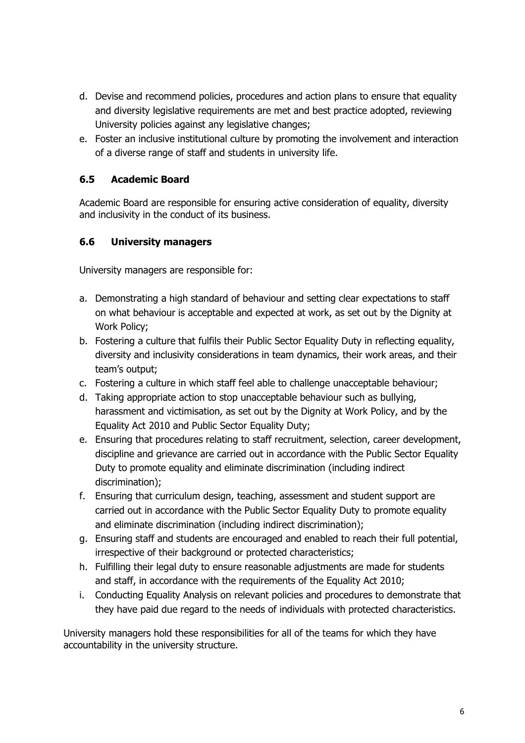d. Devise and recommend policies, procedures and action plans to ensure that equality and diversity legislative requirements are met and best practice adopted, reviewing University policies against any legislative changes;
e. Foster an inclusive institutional culture by promoting the involvement and interaction of a diverse range of staff and students in university life.

### 6.5 Academic Board

Academic Board are responsible for ensuring active consideration of equality, diversity and inclusivity in the conduct of its business.

### 6.6 University managers

University managers are responsible for:

a. Demonstrating a high standard of behaviour and setting clear expectations to staff on what behaviour is acceptable and expected at work, as set out by the Dignity at Work Policy;
b. Fostering a culture that fulfils their Public Sector Equality Duty in reflecting equality, diversity and inclusivity considerations in team dynamics, their work areas, and their team's output;
c. Fostering a culture in which staff feel able to challenge unacceptable behaviour;
d. Taking appropriate action to stop unacceptable behaviour such as bullying, harassment and victimisation, as set out by the Dignity at Work Policy, and by the Equality Act 2010 and Public Sector Equality Duty;
e. Ensuring that procedures relating to staff recruitment, selection, career development, discipline and grievance are carried out in accordance with the Public Sector Equality Duty to promote equality and eliminate discrimination (including indirect discrimination);
f. Ensuring that curriculum design, teaching, assessment and student support are carried out in accordance with the Public Sector Equality Duty to promote equality and eliminate discrimination (including indirect discrimination);
g. Ensuring staff and students are encouraged and enabled to reach their full potential, irrespective of their background or protected characteristics;
h. Fulfilling their legal duty to ensure reasonable adjustments are made for students and staff, in accordance with the requirements of the Equality Act 2010;
i. Conducting Equality Analysis on relevant policies and procedures to demonstrate that they have paid due regard to the needs of individuals with protected characteristics.

University managers hold these responsibilities for all of the teams for which they have accountability in the university structure.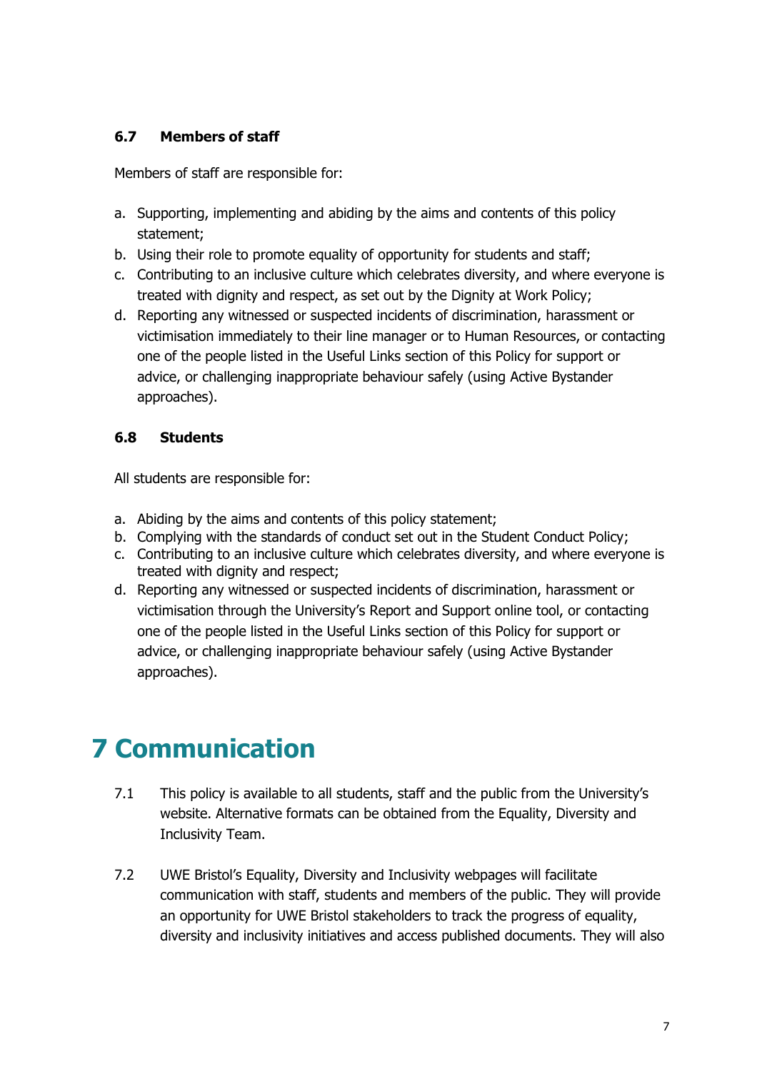### 6.7 Members of staff

Members of staff are responsible for:

a. Supporting, implementing and abiding by the aims and contents of this policy statement;
b. Using their role to promote equality of opportunity for students and staff;
c. Contributing to an inclusive culture which celebrates diversity, and where everyone is treated with dignity and respect, as set out by the Dignity at Work Policy;
d. Reporting any witnessed or suspected incidents of discrimination, harassment or victimisation immediately to their line manager or to Human Resources, or contacting one of the people listed in the Useful Links section of this Policy for support or advice, or challenging inappropriate behaviour safely (using Active Bystander approaches).

### 6.8 Students

All students are responsible for:

a. Abiding by the aims and contents of this policy statement;
b. Complying with the standards of conduct set out in the Student Conduct Policy;
c. Contributing to an inclusive culture which celebrates diversity, and where everyone is treated with dignity and respect;
d. Reporting any witnessed or suspected incidents of discrimination, harassment or victimisation through the University's Report and Support online tool, or contacting one of the people listed in the Useful Links section of this Policy for support or advice, or challenging inappropriate behaviour safely (using Active Bystander approaches).

# 7 Communication

7.1 This policy is available to all students, staff and the public from the University's website. Alternative formats can be obtained from the Equality, Diversity and Inclusivity Team.

7.2 UWE Bristol's Equality, Diversity and Inclusivity webpages will facilitate communication with staff, students and members of the public. They will provide an opportunity for UWE Bristol stakeholders to track the progress of equality, diversity and inclusivity initiatives and access published documents. They will also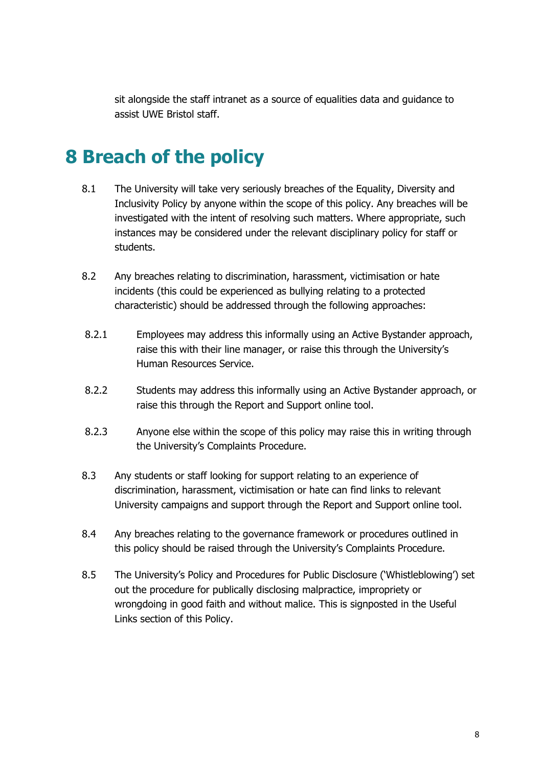sit alongside the staff intranet as a source of equalities data and guidance to assist UWE Bristol staff.

# 8 Breach of the policy

8.1 The University will take very seriously breaches of the Equality, Diversity and Inclusivity Policy by anyone within the scope of this policy. Any breaches will be investigated with the intent of resolving such matters. Where appropriate, such instances may be considered under the relevant disciplinary policy for staff or students.

8.2 Any breaches relating to discrimination, harassment, victimisation or hate incidents (this could be experienced as bullying relating to a protected characteristic) should be addressed through the following approaches:

8.2.1 Employees may address this informally using an Active Bystander approach, raise this with their line manager, or raise this through the University's Human Resources Service.

8.2.2 Students may address this informally using an Active Bystander approach, or raise this through the Report and Support online tool.

8.2.3 Anyone else within the scope of this policy may raise this in writing through the University's Complaints Procedure.

8.3 Any students or staff looking for support relating to an experience of discrimination, harassment, victimisation or hate can find links to relevant University campaigns and support through the Report and Support online tool.

8.4 Any breaches relating to the governance framework or procedures outlined in this policy should be raised through the University's Complaints Procedure.

8.5 The University's Policy and Procedures for Public Disclosure ('Whistleblowing') set out the procedure for publically disclosing malpractice, impropriety or wrongdoing in good faith and without malice. This is signposted in the Useful Links section of this Policy.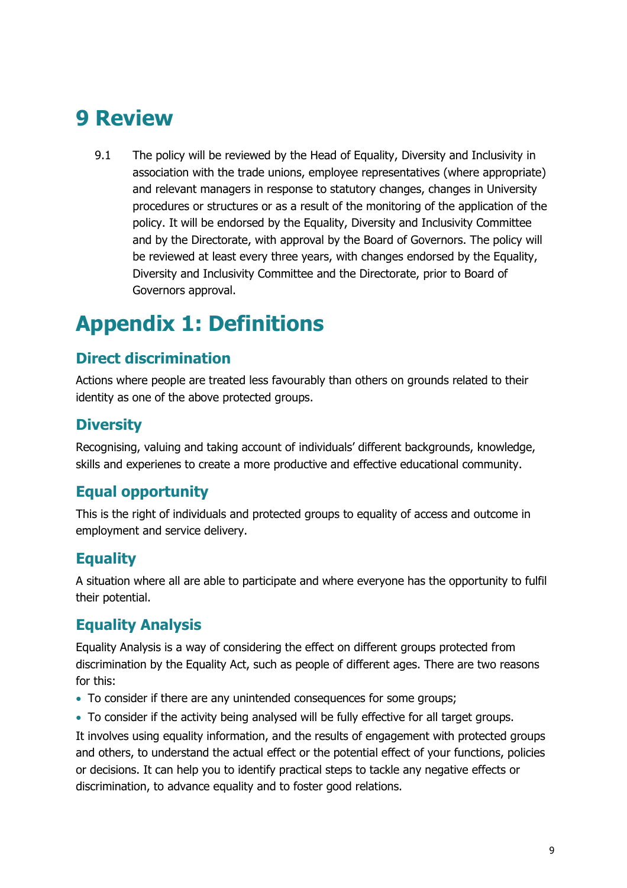# 9 Review

9.1 The policy will be reviewed by the Head of Equality, Diversity and Inclusivity in association with the trade unions, employee representatives (where appropriate) and relevant managers in response to statutory changes, changes in University procedures or structures or as a result of the monitoring of the application of the policy. It will be endorsed by the Equality, Diversity and Inclusivity Committee and by the Directorate, with approval by the Board of Governors. The policy will be reviewed at least every three years, with changes endorsed by the Equality, Diversity and Inclusivity Committee and the Directorate, prior to Board of Governors approval.

# Appendix 1: Definitions

## Direct discrimination

Actions where people are treated less favourably than others on grounds related to their identity as one of the above protected groups.

## Diversity

Recognising, valuing and taking account of individuals' different backgrounds, knowledge, skills and experienes to create a more productive and effective educational community.

## Equal opportunity

This is the right of individuals and protected groups to equality of access and outcome in employment and service delivery.

## Equality

A situation where all are able to participate and where everyone has the opportunity to fulfil their potential.

## Equality Analysis

Equality Analysis is a way of considering the effect on different groups protected from discrimination by the Equality Act, such as people of different ages. There are two reasons for this:

- To consider if there are any unintended consequences for some groups;
- To consider if the activity being analysed will be fully effective for all target groups.

It involves using equality information, and the results of engagement with protected groups and others, to understand the actual effect or the potential effect of your functions, policies or decisions. It can help you to identify practical steps to tackle any negative effects or discrimination, to advance equality and to foster good relations.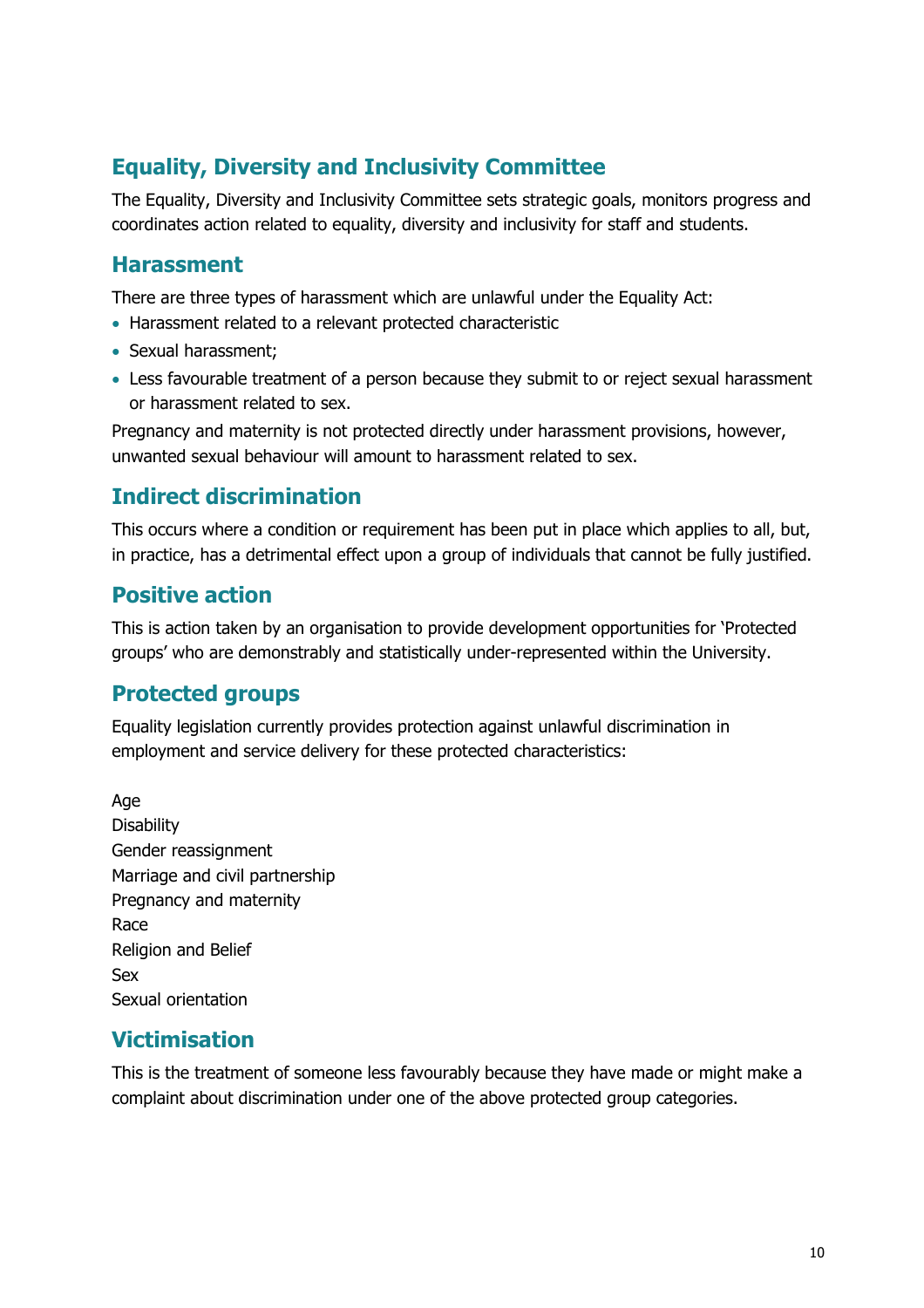## Equality, Diversity and Inclusivity Committee

The Equality, Diversity and Inclusivity Committee sets strategic goals, monitors progress and coordinates action related to equality, diversity and inclusivity for staff and students.

## Harassment

There are three types of harassment which are unlawful under the Equality Act:

- Harassment related to a relevant protected characteristic
- Sexual harassment;
- Less favourable treatment of a person because they submit to or reject sexual harassment or harassment related to sex.

Pregnancy and maternity is not protected directly under harassment provisions, however, unwanted sexual behaviour will amount to harassment related to sex.

## Indirect discrimination

This occurs where a condition or requirement has been put in place which applies to all, but, in practice, has a detrimental effect upon a group of individuals that cannot be fully justified.

## Positive action

This is action taken by an organisation to provide development opportunities for 'Protected groups' who are demonstrably and statistically under-represented within the University.

## Protected groups

Equality legislation currently provides protection against unlawful discrimination in employment and service delivery for these protected characteristics:

Age
Disability
Gender reassignment
Marriage and civil partnership
Pregnancy and maternity
Race
Religion and Belief
Sex
Sexual orientation

## Victimisation

This is the treatment of someone less favourably because they have made or might make a complaint about discrimination under one of the above protected group categories.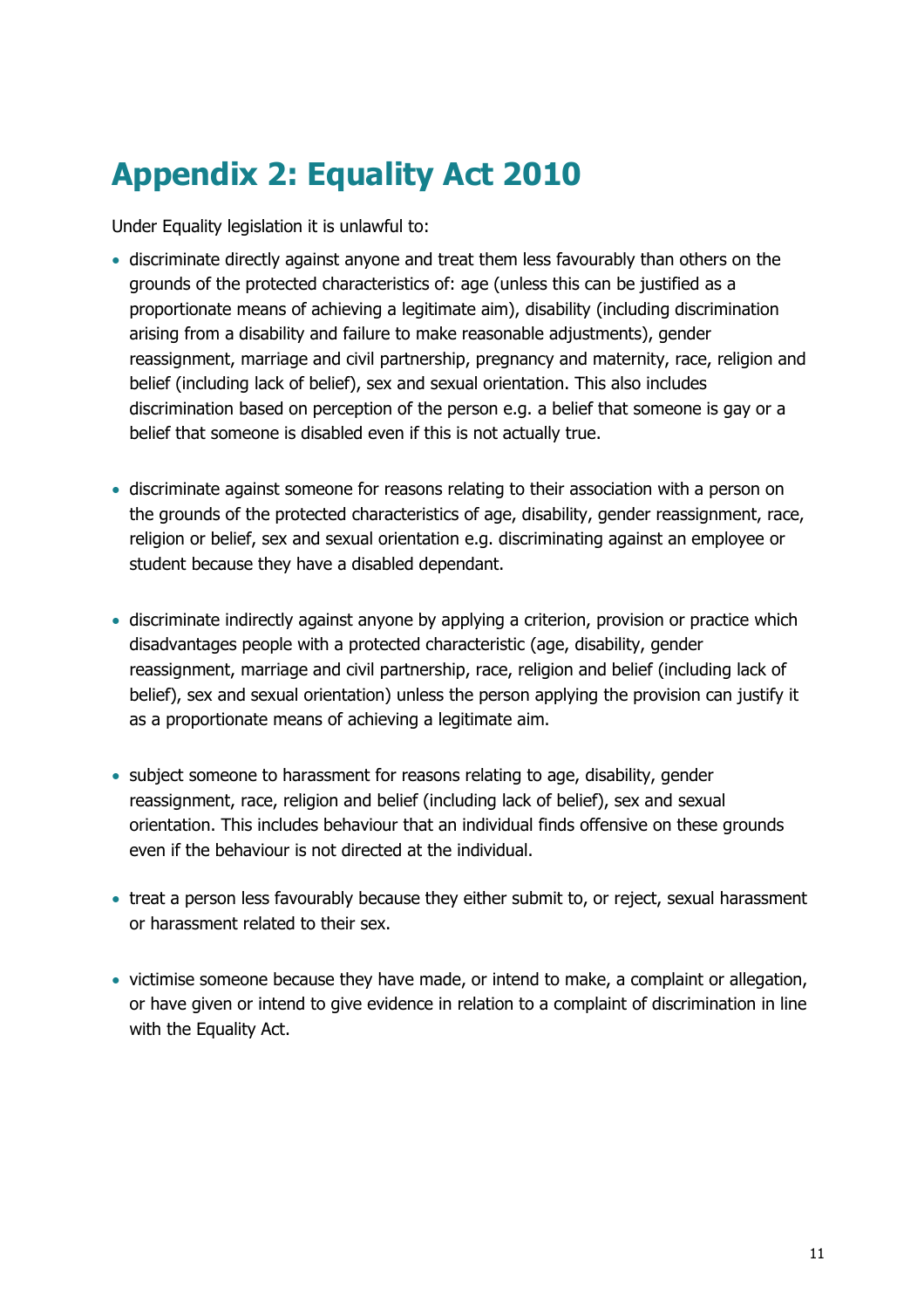# Appendix 2: Equality Act 2010

Under Equality legislation it is unlawful to:

- discriminate directly against anyone and treat them less favourably than others on the grounds of the protected characteristics of: age (unless this can be justified as a proportionate means of achieving a legitimate aim), disability (including discrimination arising from a disability and failure to make reasonable adjustments), gender reassignment, marriage and civil partnership, pregnancy and maternity, race, religion and belief (including lack of belief), sex and sexual orientation. This also includes discrimination based on perception of the person e.g. a belief that someone is gay or a belief that someone is disabled even if this is not actually true.

- discriminate against someone for reasons relating to their association with a person on the grounds of the protected characteristics of age, disability, gender reassignment, race, religion or belief, sex and sexual orientation e.g. discriminating against an employee or student because they have a disabled dependant.

- discriminate indirectly against anyone by applying a criterion, provision or practice which disadvantages people with a protected characteristic (age, disability, gender reassignment, marriage and civil partnership, race, religion and belief (including lack of belief), sex and sexual orientation) unless the person applying the provision can justify it as a proportionate means of achieving a legitimate aim.

- subject someone to harassment for reasons relating to age, disability, gender reassignment, race, religion and belief (including lack of belief), sex and sexual orientation. This includes behaviour that an individual finds offensive on these grounds even if the behaviour is not directed at the individual.

- treat a person less favourably because they either submit to, or reject, sexual harassment or harassment related to their sex.

- victimise someone because they have made, or intend to make, a complaint or allegation, or have given or intend to give evidence in relation to a complaint of discrimination in line with the Equality Act.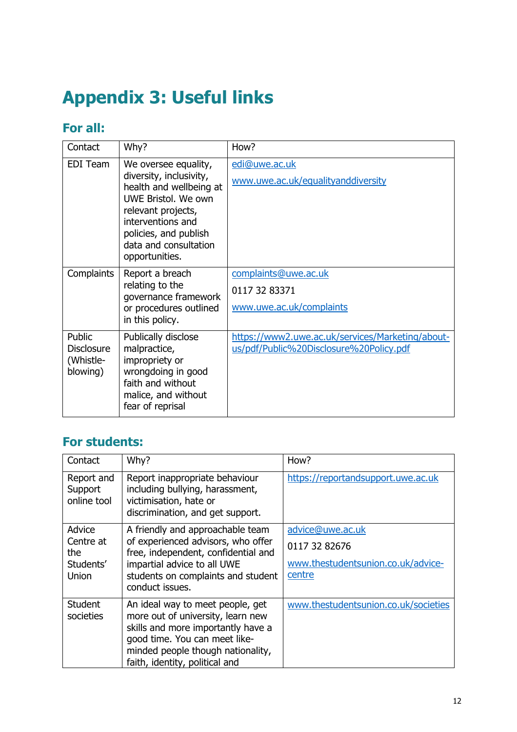# Appendix 3: Useful links

## For all:

| Contact | Why? | How? |
|---|---|---|
| EDI Team | We oversee equality, diversity, inclusivity, health and wellbeing at UWE Bristol. We own relevant projects, interventions and policies, and publish data and consultation opportunities. | edi@uwe.ac.uk<br>www.uwe.ac.uk/equalityanddiversity |
| Complaints | Report a breach relating to the governance framework or procedures outlined in this policy. | complaints@uwe.ac.uk<br>0117 32 83371<br>www.uwe.ac.uk/complaints |
| Public Disclosure (Whistle-blowing) | Publically disclose malpractice, impropriety or wrongdoing in good faith and without malice, and without fear of reprisal | https://www2.uwe.ac.uk/services/Marketing/about-us/pdf/Public%20Disclosure%20Policy.pdf |

## For students:

| Contact | Why? | How? |
|---|---|---|
| Report and Support online tool | Report inappropriate behaviour including bullying, harassment, victimisation, hate or discrimination, and get support. | https://reportandsupport.uwe.ac.uk |
| Advice Centre at the Students' Union | A friendly and approachable team of experienced advisors, who offer free, independent, confidential and impartial advice to all UWE students on complaints and student conduct issues. | advice@uwe.ac.uk<br>0117 32 82676<br>www.thestudentsunion.co.uk/advice-centre |
| Student societies | An ideal way to meet people, get more out of university, learn new skills and more importantly have a good time. You can meet like-minded people though nationality, faith, identity, political and | www.thestudentsunion.co.uk/societies |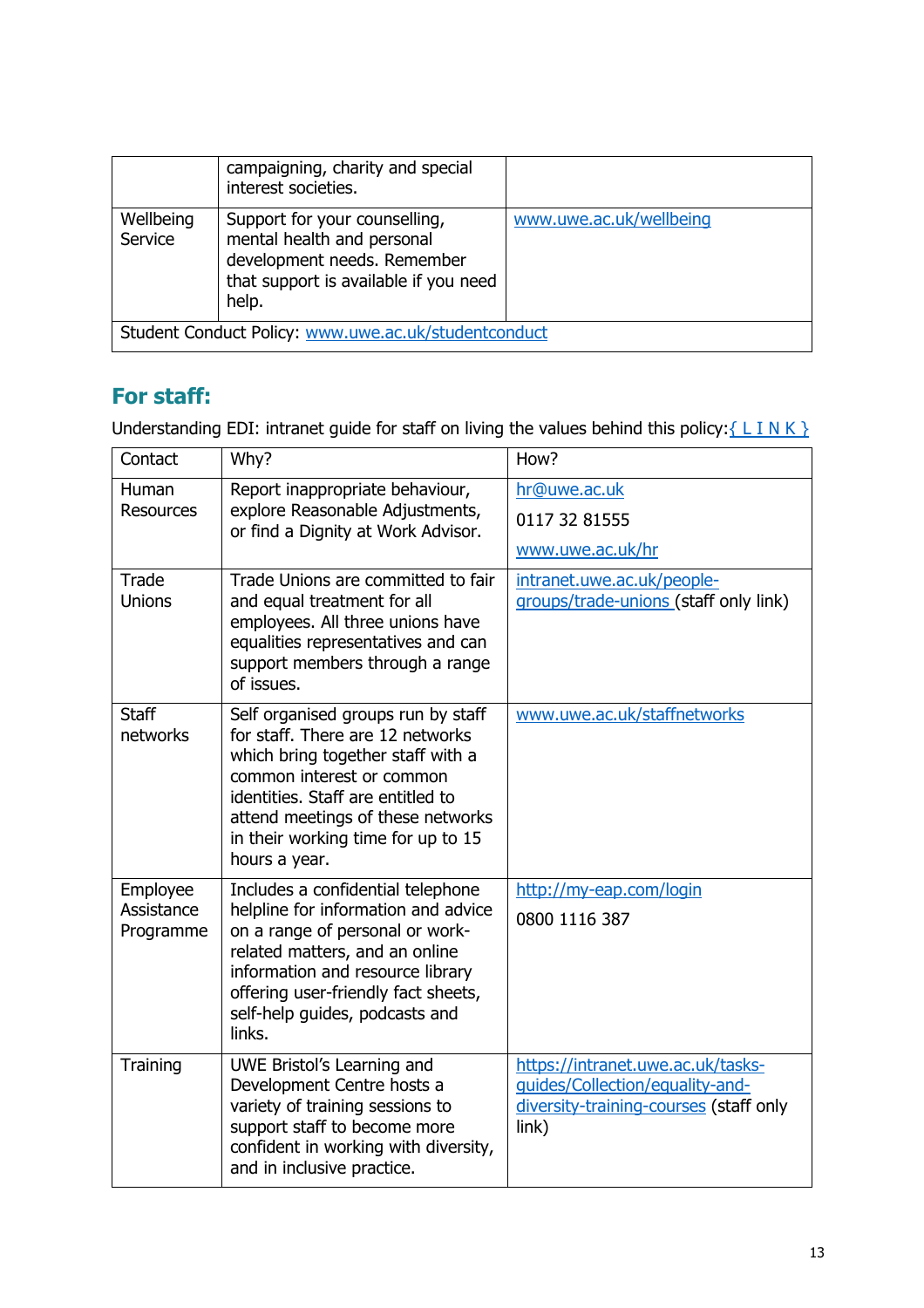| | | |
|---|---|---|
| | campaigning, charity and special interest societies. | |
| Wellbeing Service | Support for your counselling, mental health and personal development needs. Remember that support is available if you need help. | www.uwe.ac.uk/wellbeing |
| Student Conduct Policy: www.uwe.ac.uk/studentconduct | | |

## For staff:

Understanding EDI: intranet guide for staff on living the values behind this policy:{ L I N K }

| Contact | Why? | How? |
|---|---|---|
| Human Resources | Report inappropriate behaviour, explore Reasonable Adjustments, or find a Dignity at Work Advisor. | hr@uwe.ac.uk<br>0117 32 81555<br>www.uwe.ac.uk/hr |
| Trade Unions | Trade Unions are committed to fair and equal treatment for all employees. All three unions have equalities representatives and can support members through a range of issues. | intranet.uwe.ac.uk/people-groups/trade-unions (staff only link) |
| Staff networks | Self organised groups run by staff for staff. There are 12 networks which bring together staff with a common interest or common identities. Staff are entitled to attend meetings of these networks in their working time for up to 15 hours a year. | www.uwe.ac.uk/staffnetworks |
| Employee Assistance Programme | Includes a confidential telephone helpline for information and advice on a range of personal or work-related matters, and an online information and resource library offering user-friendly fact sheets, self-help guides, podcasts and links. | http://my-eap.com/login<br>0800 1116 387 |
| Training | UWE Bristol's Learning and Development Centre hosts a variety of training sessions to support staff to become more confident in working with diversity, and in inclusive practice. | https://intranet.uwe.ac.uk/tasks-guides/Collection/equality-and-diversity-training-courses (staff only link) |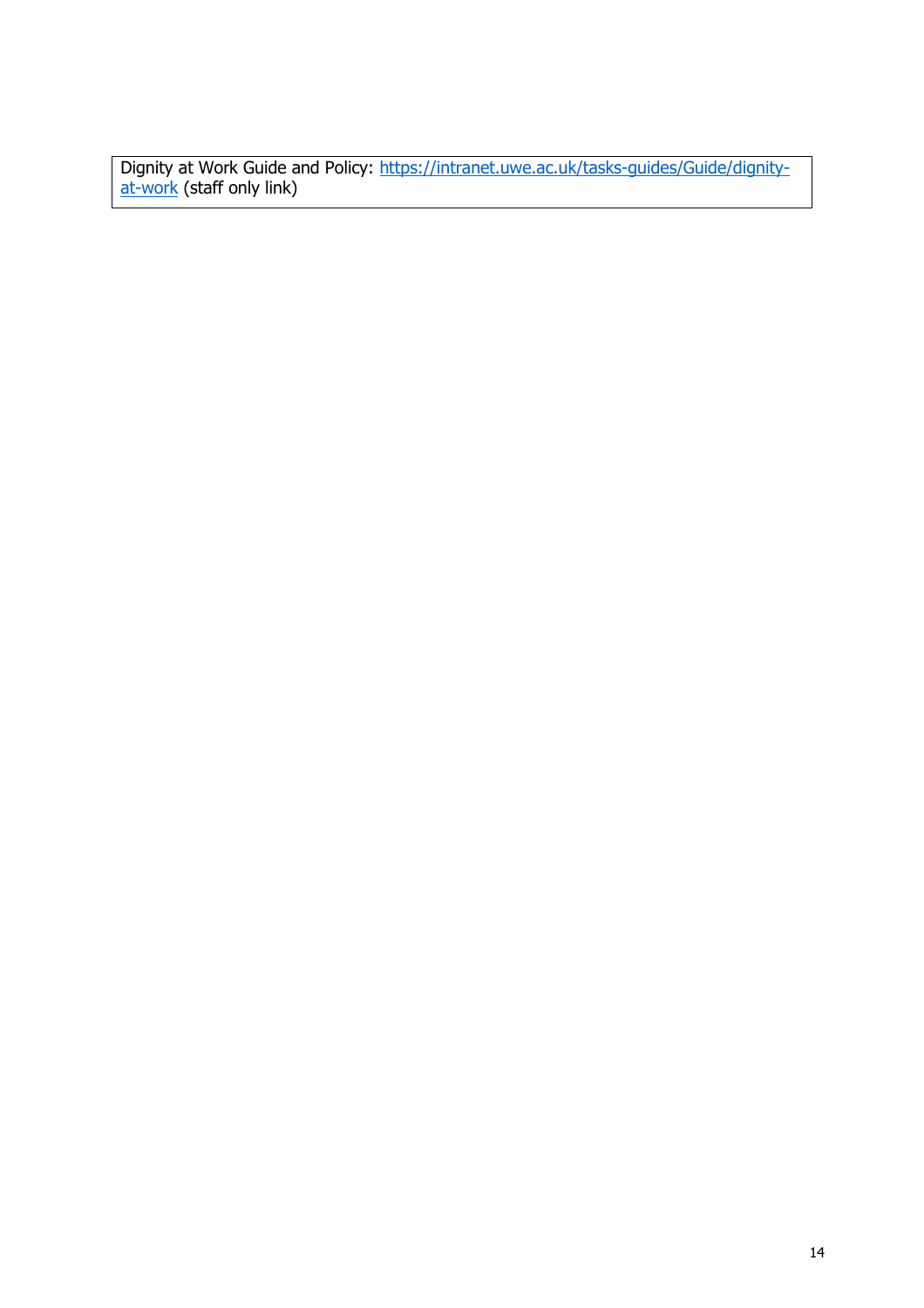Dignity at Work Guide and Policy: [https://intranet.uwe.ac.uk/tasks-guides/Guide/dignity-at-work](https://intranet.uwe.ac.uk/tasks-guides/Guide/dignity-at-work) (staff only link)